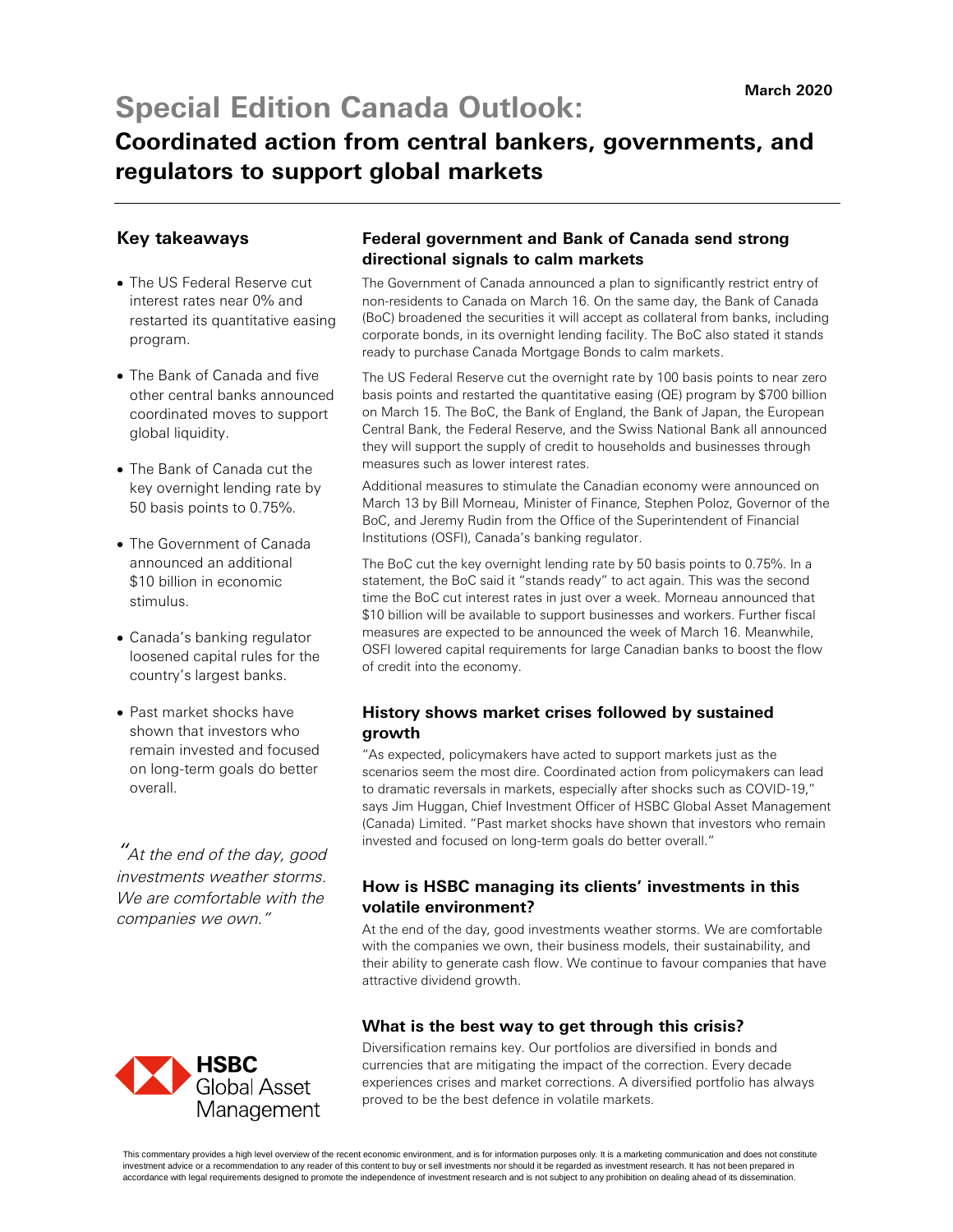March 2020

# Special Edition Canada Outlook:

## Coordinated action from central bankers, governments, and regulators to support global markets

### Key takeaways

- The US Federal Reserve cut interest rates near 0% and restarted its quantitative easing program.
- The Bank of Canada and five other central banks announced coordinated moves to support global liquidity.
- The Bank of Canada cut the key overnight lending rate by 50 basis points to 0.75%.
- The Government of Canada announced an additional $10 billion in economic stimulus.
- Canada's banking regulator loosened capital rules for the country's largest banks.
- Past market shocks have shown that investors who remain invested and focused on long-term goals do better overall.

*"At the end of the day, good investments weather storms. We are comfortable with the companies we own."*

### Federal government and Bank of Canada send strong directional signals to calm markets

The Government of Canada announced a plan to significantly restrict entry of non-residents to Canada on March 16. On the same day, the Bank of Canada (BoC) broadened the securities it will accept as collateral from banks, including corporate bonds, in its overnight lending facility. The BoC also stated it stands ready to purchase Canada Mortgage Bonds to calm markets.

The US Federal Reserve cut the overnight rate by 100 basis points to near zero basis points and restarted the quantitative easing (QE) program by $700 billion on March 15. The BoC, the Bank of England, the Bank of Japan, the European Central Bank, the Federal Reserve, and the Swiss National Bank all announced they will support the supply of credit to households and businesses through measures such as lower interest rates.

Additional measures to stimulate the Canadian economy were announced on March 13 by Bill Morneau, Minister of Finance, Stephen Poloz, Governor of the BoC, and Jeremy Rudin from the Office of the Superintendent of Financial Institutions (OSFI), Canada's banking regulator.

The BoC cut the key overnight lending rate by 50 basis points to 0.75%. In a statement, the BoC said it "stands ready" to act again. This was the second time the BoC cut interest rates in just over a week. Morneau announced that $10 billion will be available to support businesses and workers. Further fiscal measures are expected to be announced the week of March 16. Meanwhile, OSFI lowered capital requirements for large Canadian banks to boost the flow of credit into the economy.

### History shows market crises followed by sustained growth

"As expected, policymakers have acted to support markets just as the scenarios seem the most dire. Coordinated action from policymakers can lead to dramatic reversals in markets, especially after shocks such as COVID-19," says Jim Huggan, Chief Investment Officer of HSBC Global Asset Management (Canada) Limited. "Past market shocks have shown that investors who remain invested and focused on long-term goals do better overall."

### How is HSBC managing its clients' investments in this volatile environment?

At the end of the day, good investments weather storms. We are comfortable with the companies we own, their business models, their sustainability, and their ability to generate cash flow. We continue to favour companies that have attractive dividend growth.

### What is the best way to get through this crisis?

Diversification remains key. Our portfolios are diversified in bonds and currencies that are mitigating the impact of the correction. Every decade experiences crises and market corrections. A diversified portfolio has always proved to be the best defence in volatile markets.

HSBC Global Asset Management

This commentary provides a high level overview of the recent economic environment, and is for information purposes only. It is a marketing communication and does not constitute investment advice or a recommendation to any reader of this content to buy or sell investments nor should it be regarded as investment research. It has not been prepared in accordance with legal requirements designed to promote the independence of investment research and is not subject to any prohibition on dealing ahead of its dissemination.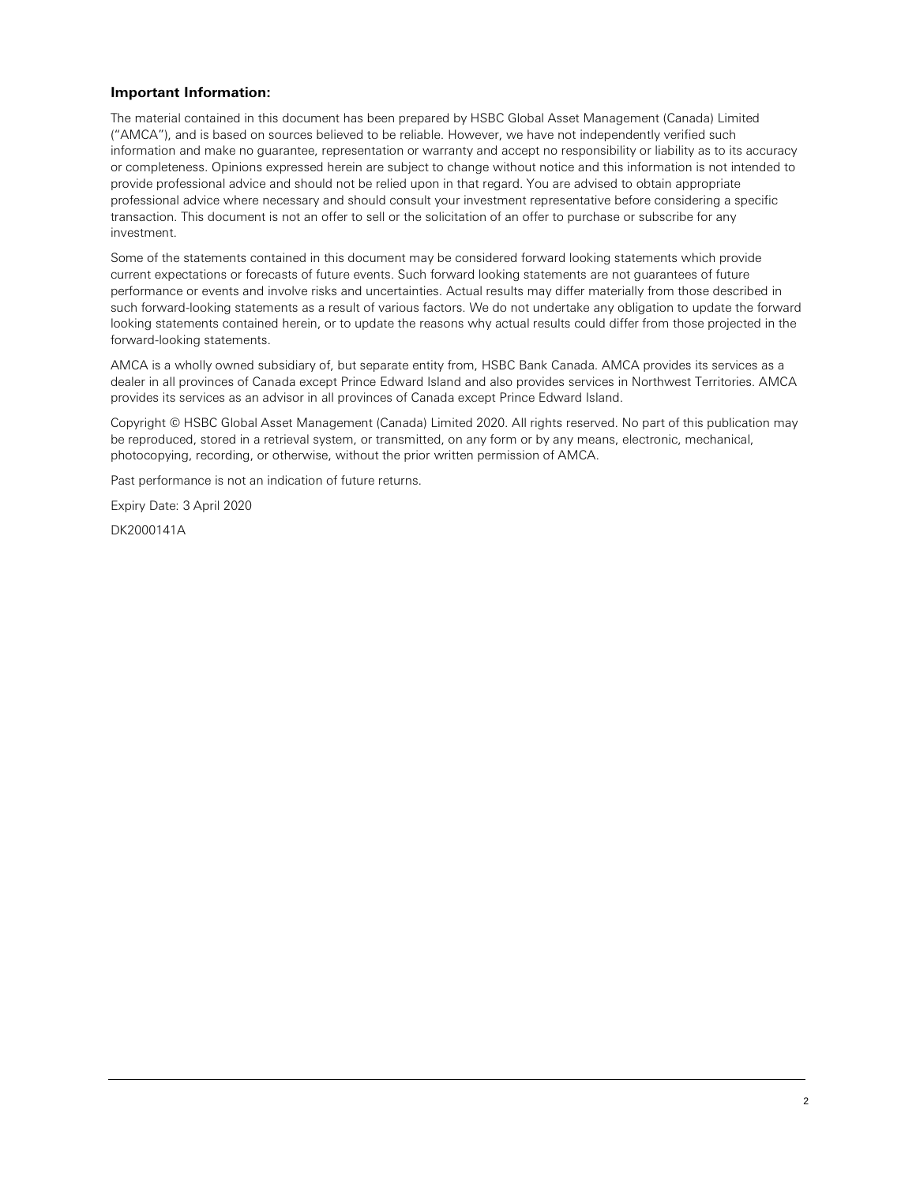**Important Information:**

The material contained in this document has been prepared by HSBC Global Asset Management (Canada) Limited ("AMCA"), and is based on sources believed to be reliable. However, we have not independently verified such information and make no guarantee, representation or warranty and accept no responsibility or liability as to its accuracy or completeness. Opinions expressed herein are subject to change without notice and this information is not intended to provide professional advice and should not be relied upon in that regard. You are advised to obtain appropriate professional advice where necessary and should consult your investment representative before considering a specific transaction. This document is not an offer to sell or the solicitation of an offer to purchase or subscribe for any investment.

Some of the statements contained in this document may be considered forward looking statements which provide current expectations or forecasts of future events. Such forward looking statements are not guarantees of future performance or events and involve risks and uncertainties. Actual results may differ materially from those described in such forward-looking statements as a result of various factors. We do not undertake any obligation to update the forward looking statements contained herein, or to update the reasons why actual results could differ from those projected in the forward-looking statements.

AMCA is a wholly owned subsidiary of, but separate entity from, HSBC Bank Canada. AMCA provides its services as a dealer in all provinces of Canada except Prince Edward Island and also provides services in Northwest Territories. AMCA provides its services as an advisor in all provinces of Canada except Prince Edward Island.

Copyright © HSBC Global Asset Management (Canada) Limited 2020. All rights reserved. No part of this publication may be reproduced, stored in a retrieval system, or transmitted, on any form or by any means, electronic, mechanical, photocopying, recording, or otherwise, without the prior written permission of AMCA.

Past performance is not an indication of future returns.

Expiry Date: 3 April 2020

DK2000141A